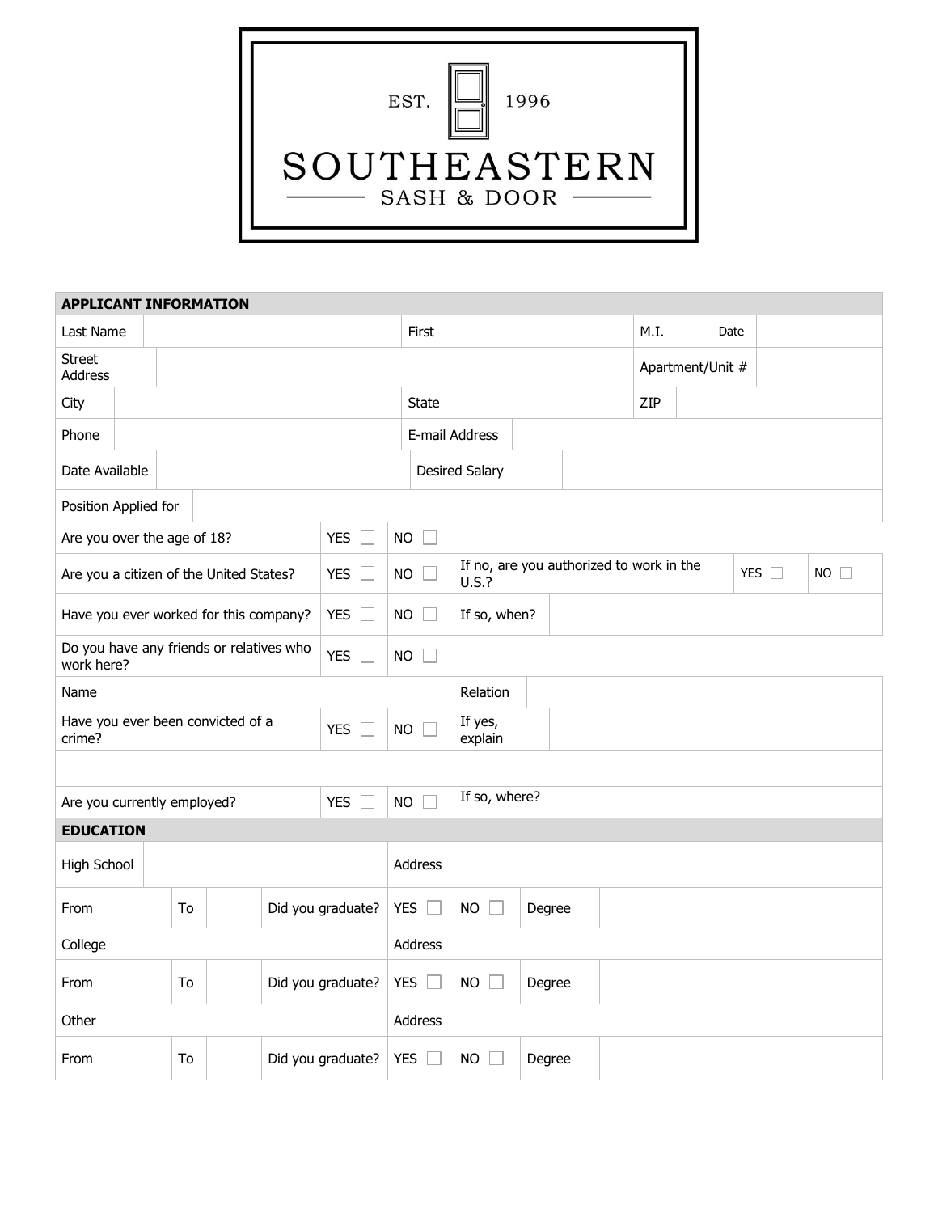EST. 1996

# SOUTHEASTERN
## SASH & DOOR

| APPLICANT INFORMATION | | | | | | |
|---|---|---|---|---|---|---|
| Last Name | | First | | M.I. | Date | |
| Street Address | | | | Apartment/Unit # | | |
| City | | State | | ZIP | | |
| Phone | | E-mail Address | | | | |
| Date Available | | Desired Salary | | | | |
| Position Applied for | | | | | | |
| Are you over the age of 18? | YES ☐ | NO ☐ | | | | |
| Are you a citizen of the United States? | YES ☐ | NO ☐ | If no, are you authorized to work in the U.S.? | YES ☐ | NO ☐ | |
| Have you ever worked for this company? | YES ☐ | NO ☐ | If so, when? | | | |
| Do you have any friends or relatives who work here? | YES ☐ | NO ☐ | | | | |
| Name | | | Relation | | | |
| Have you ever been convicted of a crime? | YES ☐ | NO ☐ | If yes, explain | | | |
| | | | | | | |
| Are you currently employed? | YES ☐ | NO ☐ | If so, where? | | | |

| EDUCATION | | | | | | | | | |
|---|---|---|---|---|---|---|---|---|---|
| High School | | | | | Address | | | | |
| From | | To | | Did you graduate? | YES ☐ | NO ☐ | Degree | | |
| College | | | | | Address | | | | |
| From | | To | | Did you graduate? | YES ☐ | NO ☐ | Degree | | |
| Other | | | | | Address | | | | |
| From | | To | | Did you graduate? | YES ☐ | NO ☐ | Degree | | |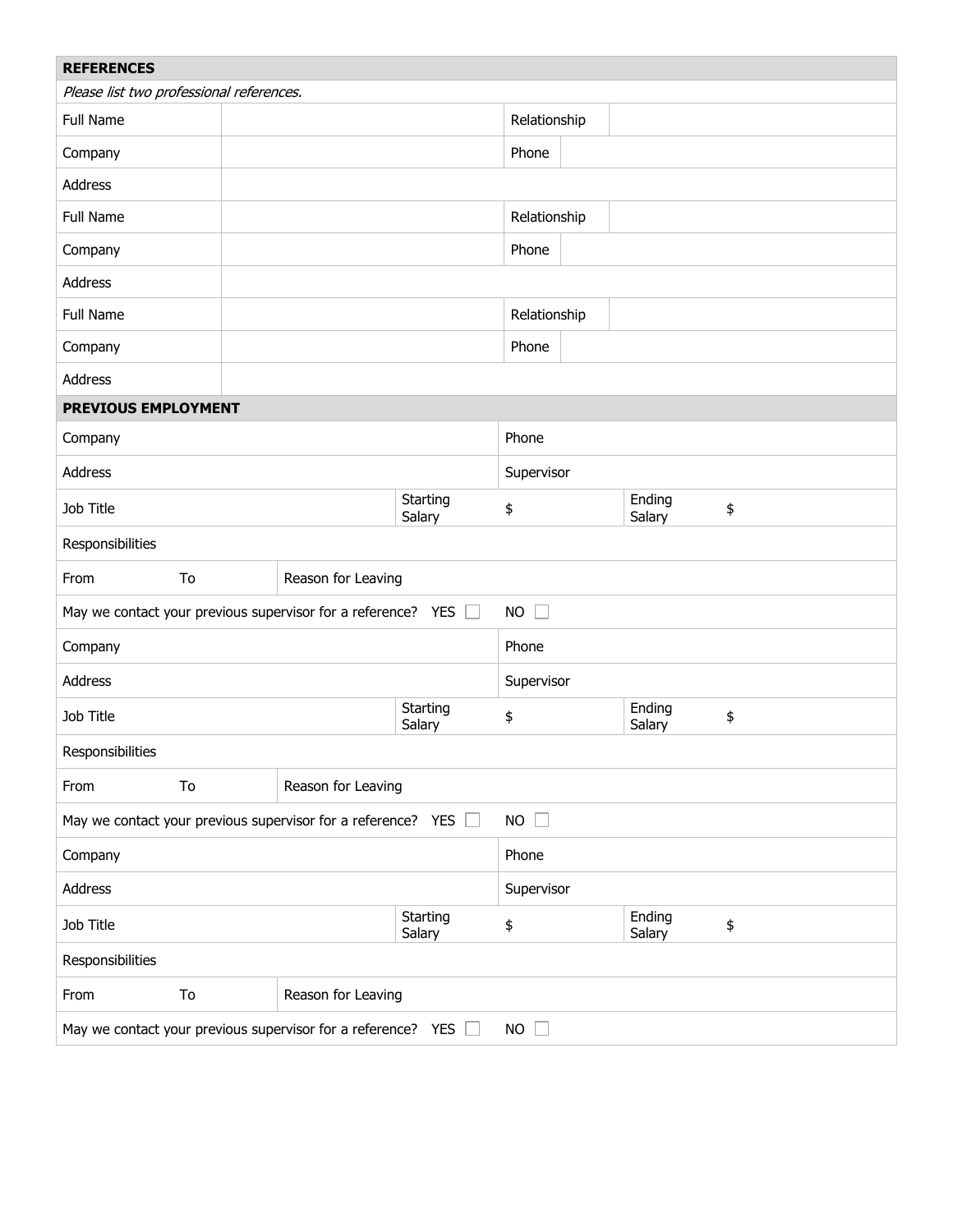## REFERENCES

*Please list two professional references.*

| | | | |
|---|---|---|---|
| Full Name | | Relationship | |
| Company | | Phone | |
| Address | | | |
| Full Name | | Relationship | |
| Company | | Phone | |
| Address | | | |
| Full Name | | Relationship | |
| Company | | Phone | |
| Address | | | |

## PREVIOUS EMPLOYMENT

| | | | | | |
|---|---|---|---|---|---|
| Company | | | Phone | | |
| Address | | | Supervisor | | |
| Job Title | | Starting Salary | $ | Ending Salary | $ |
| Responsibilities | | | | | |
| From | To | Reason for Leaving | | | |
| May we contact your previous supervisor for a reference? YES ☐ | | | NO ☐ | | |
| Company | | | Phone | | |
| Address | | | Supervisor | | |
| Job Title | | Starting Salary | $ | Ending Salary | $ |
| Responsibilities | | | | | |
| From | To | Reason for Leaving | | | |
| May we contact your previous supervisor for a reference? YES ☐ | | | NO ☐ | | |
| Company | | | Phone | | |
| Address | | | Supervisor | | |
| Job Title | | Starting Salary | $ | Ending Salary | $ |
| Responsibilities | | | | | |
| From | To | Reason for Leaving | | | |
| May we contact your previous supervisor for a reference? YES ☐ | | | NO ☐ | | |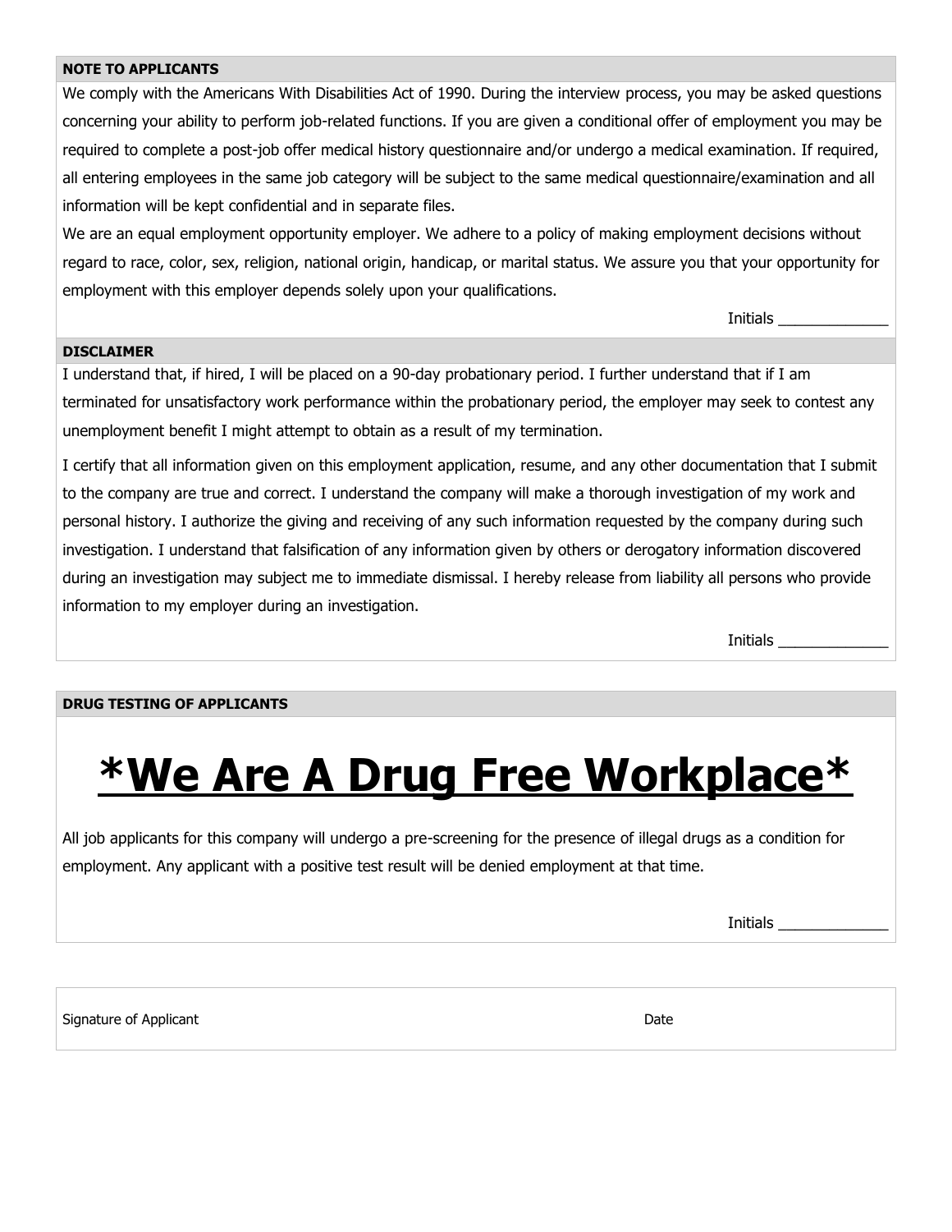## NOTE TO APPLICANTS

We comply with the Americans With Disabilities Act of 1990. During the interview process, you may be asked questions concerning your ability to perform job-related functions. If you are given a conditional offer of employment you may be required to complete a post-job offer medical history questionnaire and/or undergo a medical examination. If required, all entering employees in the same job category will be subject to the same medical questionnaire/examination and all information will be kept confidential and in separate files.

We are an equal employment opportunity employer. We adhere to a policy of making employment decisions without regard to race, color, sex, religion, national origin, handicap, or marital status. We assure you that your opportunity for employment with this employer depends solely upon your qualifications.

Initials _____________

## DISCLAIMER

I understand that, if hired, I will be placed on a 90-day probationary period. I further understand that if I am terminated for unsatisfactory work performance within the probationary period, the employer may seek to contest any unemployment benefit I might attempt to obtain as a result of my termination.

I certify that all information given on this employment application, resume, and any other documentation that I submit to the company are true and correct. I understand the company will make a thorough investigation of my work and personal history. I authorize the giving and receiving of any such information requested by the company during such investigation. I understand that falsification of any information given by others or derogatory information discovered during an investigation may subject me to immediate dismissal. I hereby release from liability all persons who provide information to my employer during an investigation.

Initials _____________

## DRUG TESTING OF APPLICANTS

# *We Are A Drug Free Workplace*

All job applicants for this company will undergo a pre-screening for the presence of illegal drugs as a condition for employment. Any applicant with a positive test result will be denied employment at that time.

Initials _____________

| Signature of Applicant | Date |
|---|---|
| | |